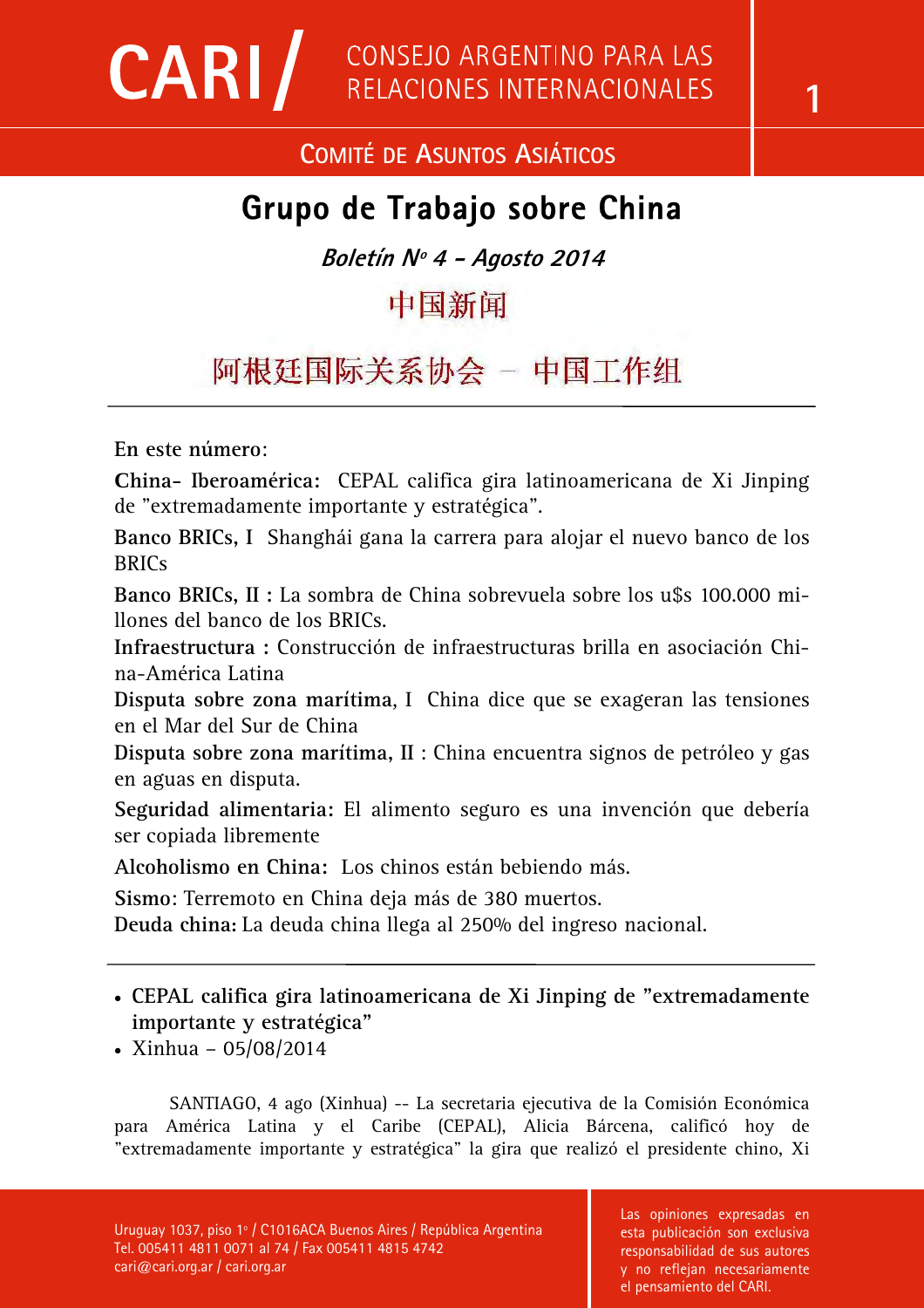# CARI / CONSEJO ARGENTINO PARA LAS RELACIONES INTERNACIONALES

**COMITÉ DE ASUNTOS ASIÁTICOS**

# Grupo de Trabajo sobre China

***Boletín Nº 4 - Agosto 2014***

## 中国新闻

## 阿根廷国际关系协会 – 中国工作组

---

**En este número**:

**China- Iberoamérica:** CEPAL califica gira latinoamericana de Xi Jinping de "extremadamente importante y estratégica".

**Banco BRICs, I** Shanghái gana la carrera para alojar el nuevo banco de los BRICs

**Banco BRICs, II :** La sombra de China sobrevuela sobre los u$s 100.000 millones del banco de los BRICs.

**Infraestructura :** Construcción de infraestructuras brilla en asociación China-América Latina

**Disputa sobre zona marítima**, I China dice que se exageran las tensiones en el Mar del Sur de China

**Disputa sobre zona marítima, II** : China encuentra signos de petróleo y gas en aguas en disputa.

**Seguridad alimentaria:** El alimento seguro es una invención que debería ser copiada libremente

**Alcoholismo en China:** Los chinos están bebiendo más.

**Sismo**: Terremoto en China deja más de 380 muertos.

**Deuda china:** La deuda china llega al 250% del ingreso nacional.

---

- **CEPAL califica gira latinoamericana de Xi Jinping de "extremadamente importante y estratégica"**
- Xinhua – 05/08/2014

SANTIAGO, 4 ago (Xinhua) -- La secretaria ejecutiva de la Comisión Económica para América Latina y el Caribe (CEPAL), Alicia Bárcena, calificó hoy de "extremadamente importante y estratégica" la gira que realizó el presidente chino, Xi

Uruguay 1037, piso 1º / C1016ACA Buenos Aires / República Argentina
Tel. 005411 4811 0071 al 74 / Fax 005411 4815 4742
cari@cari.org.ar / cari.org.ar

Las opiniones expresadas en esta publicación son exclusiva responsabilidad de sus autores y no reflejan necesariamente el pensamiento del CARI.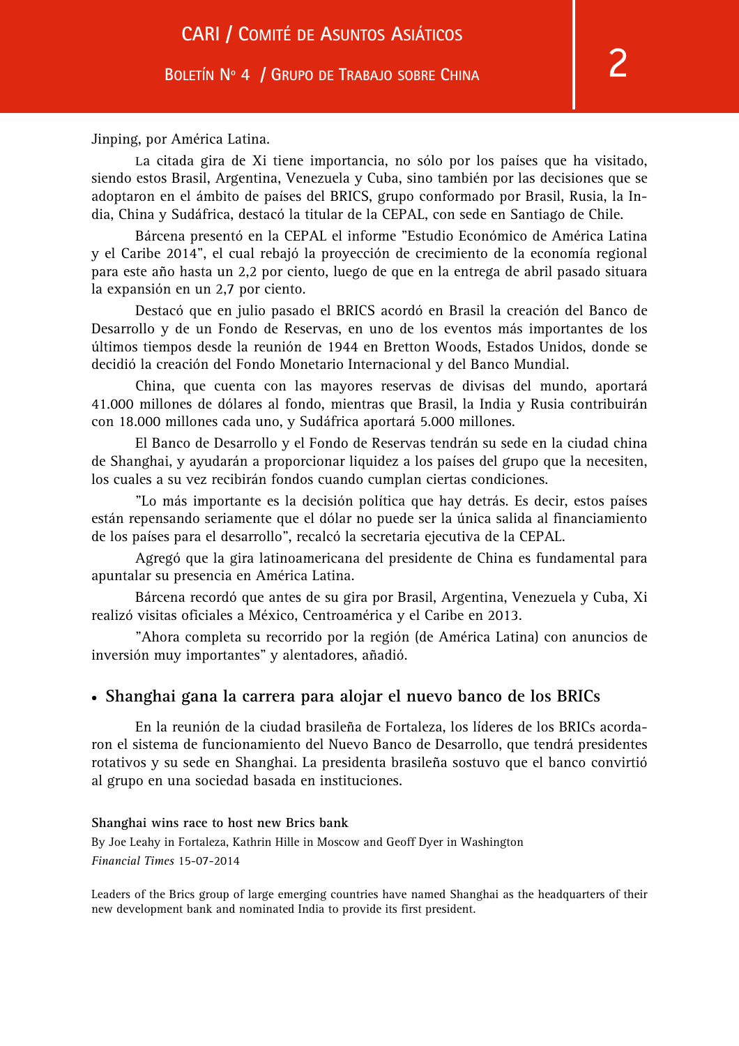Jinping, por América Latina.

La citada gira de Xi tiene importancia, no sólo por los países que ha visitado, siendo estos Brasil, Argentina, Venezuela y Cuba, sino también por las decisiones que se adoptaron en el ámbito de países del BRICS, grupo conformado por Brasil, Rusia, la India, China y Sudáfrica, destacó la titular de la CEPAL, con sede en Santiago de Chile.

Bárcena presentó en la CEPAL el informe "Estudio Económico de América Latina y el Caribe 2014", el cual rebajó la proyección de crecimiento de la economía regional para este año hasta un 2,2 por ciento, luego de que en la entrega de abril pasado situara la expansión en un 2,7 por ciento.

Destacó que en julio pasado el BRICS acordó en Brasil la creación del Banco de Desarrollo y de un Fondo de Reservas, en uno de los eventos más importantes de los últimos tiempos desde la reunión de 1944 en Bretton Woods, Estados Unidos, donde se decidió la creación del Fondo Monetario Internacional y del Banco Mundial.

China, que cuenta con las mayores reservas de divisas del mundo, aportará 41.000 millones de dólares al fondo, mientras que Brasil, la India y Rusia contribuirán con 18.000 millones cada uno, y Sudáfrica aportará 5.000 millones.

El Banco de Desarrollo y el Fondo de Reservas tendrán su sede en la ciudad china de Shanghai, y ayudarán a proporcionar liquidez a los países del grupo que la necesiten, los cuales a su vez recibirán fondos cuando cumplan ciertas condiciones.

"Lo más importante es la decisión política que hay detrás. Es decir, estos países están repensando seriamente que el dólar no puede ser la única salida al financiamiento de los países para el desarrollo", recalcó la secretaria ejecutiva de la CEPAL.

Agregó que la gira latinoamericana del presidente de China es fundamental para apuntalar su presencia en América Latina.

Bárcena recordó que antes de su gira por Brasil, Argentina, Venezuela y Cuba, Xi realizó visitas oficiales a México, Centroamérica y el Caribe en 2013.

"Ahora completa su recorrido por la región (de América Latina) con anuncios de inversión muy importantes" y alentadores, añadió.

- **Shanghai gana la carrera para alojar el nuevo banco de los BRICs**

En la reunión de la ciudad brasileña de Fortaleza, los líderes de los BRICs acordaron el sistema de funcionamiento del Nuevo Banco de Desarrollo, que tendrá presidentes rotativos y su sede en Shanghai. La presidenta brasileña sostuvo que el banco convirtió al grupo en una sociedad basada en instituciones.

**Shanghai wins race to host new Brics bank**

By Joe Leahy in Fortaleza, Kathrin Hille in Moscow and Geoff Dyer in Washington

*Financial Times* 15-07-2014

Leaders of the Brics group of large emerging countries have named Shanghai as the headquarters of their new development bank and nominated India to provide its first president.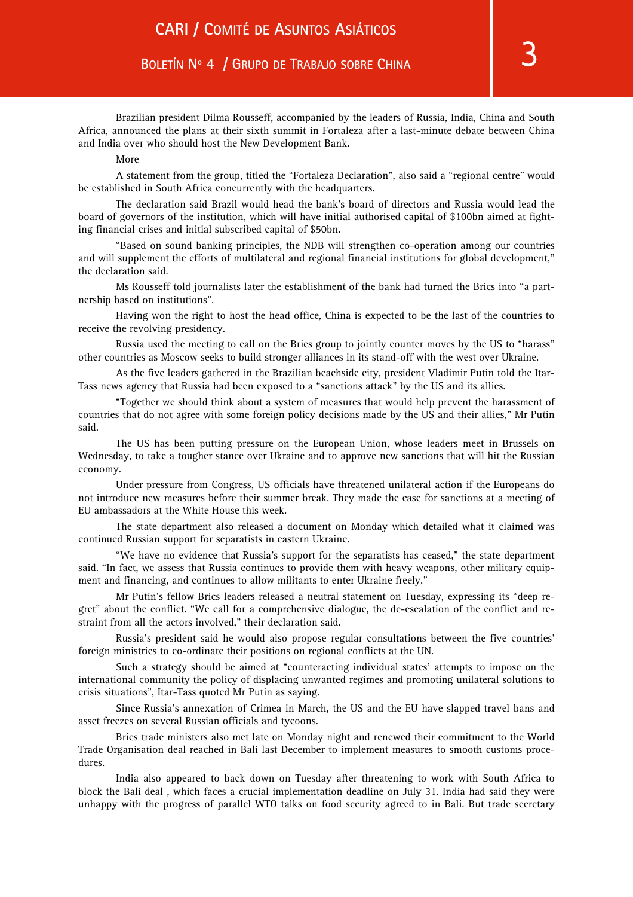Brazilian president Dilma Rousseff, accompanied by the leaders of Russia, India, China and South Africa, announced the plans at their sixth summit in Fortaleza after a last-minute debate between China and India over who should host the New Development Bank.

More

A statement from the group, titled the "Fortaleza Declaration", also said a "regional centre" would be established in South Africa concurrently with the headquarters.

The declaration said Brazil would head the bank's board of directors and Russia would lead the board of governors of the institution, which will have initial authorised capital of $100bn aimed at fighting financial crises and initial subscribed capital of $50bn.

"Based on sound banking principles, the NDB will strengthen co-operation among our countries and will supplement the efforts of multilateral and regional financial institutions for global development," the declaration said.

Ms Rousseff told journalists later the establishment of the bank had turned the Brics into "a partnership based on institutions".

Having won the right to host the head office, China is expected to be the last of the countries to receive the revolving presidency.

Russia used the meeting to call on the Brics group to jointly counter moves by the US to "harass" other countries as Moscow seeks to build stronger alliances in its stand-off with the west over Ukraine.

As the five leaders gathered in the Brazilian beachside city, president Vladimir Putin told the Itar-Tass news agency that Russia had been exposed to a "sanctions attack" by the US and its allies.

"Together we should think about a system of measures that would help prevent the harassment of countries that do not agree with some foreign policy decisions made by the US and their allies," Mr Putin said.

The US has been putting pressure on the European Union, whose leaders meet in Brussels on Wednesday, to take a tougher stance over Ukraine and to approve new sanctions that will hit the Russian economy.

Under pressure from Congress, US officials have threatened unilateral action if the Europeans do not introduce new measures before their summer break. They made the case for sanctions at a meeting of EU ambassadors at the White House this week.

The state department also released a document on Monday which detailed what it claimed was continued Russian support for separatists in eastern Ukraine.

"We have no evidence that Russia's support for the separatists has ceased," the state department said. "In fact, we assess that Russia continues to provide them with heavy weapons, other military equipment and financing, and continues to allow militants to enter Ukraine freely."

Mr Putin's fellow Brics leaders released a neutral statement on Tuesday, expressing its "deep regret" about the conflict. "We call for a comprehensive dialogue, the de-escalation of the conflict and restraint from all the actors involved," their declaration said.

Russia's president said he would also propose regular consultations between the five countries' foreign ministries to co-ordinate their positions on regional conflicts at the UN.

Such a strategy should be aimed at "counteracting individual states' attempts to impose on the international community the policy of displacing unwanted regimes and promoting unilateral solutions to crisis situations", Itar-Tass quoted Mr Putin as saying.

Since Russia's annexation of Crimea in March, the US and the EU have slapped travel bans and asset freezes on several Russian officials and tycoons.

Brics trade ministers also met late on Monday night and renewed their commitment to the World Trade Organisation deal reached in Bali last December to implement measures to smooth customs procedures.

India also appeared to back down on Tuesday after threatening to work with South Africa to block the Bali deal , which faces a crucial implementation deadline on July 31. India had said they were unhappy with the progress of parallel WTO talks on food security agreed to in Bali. But trade secretary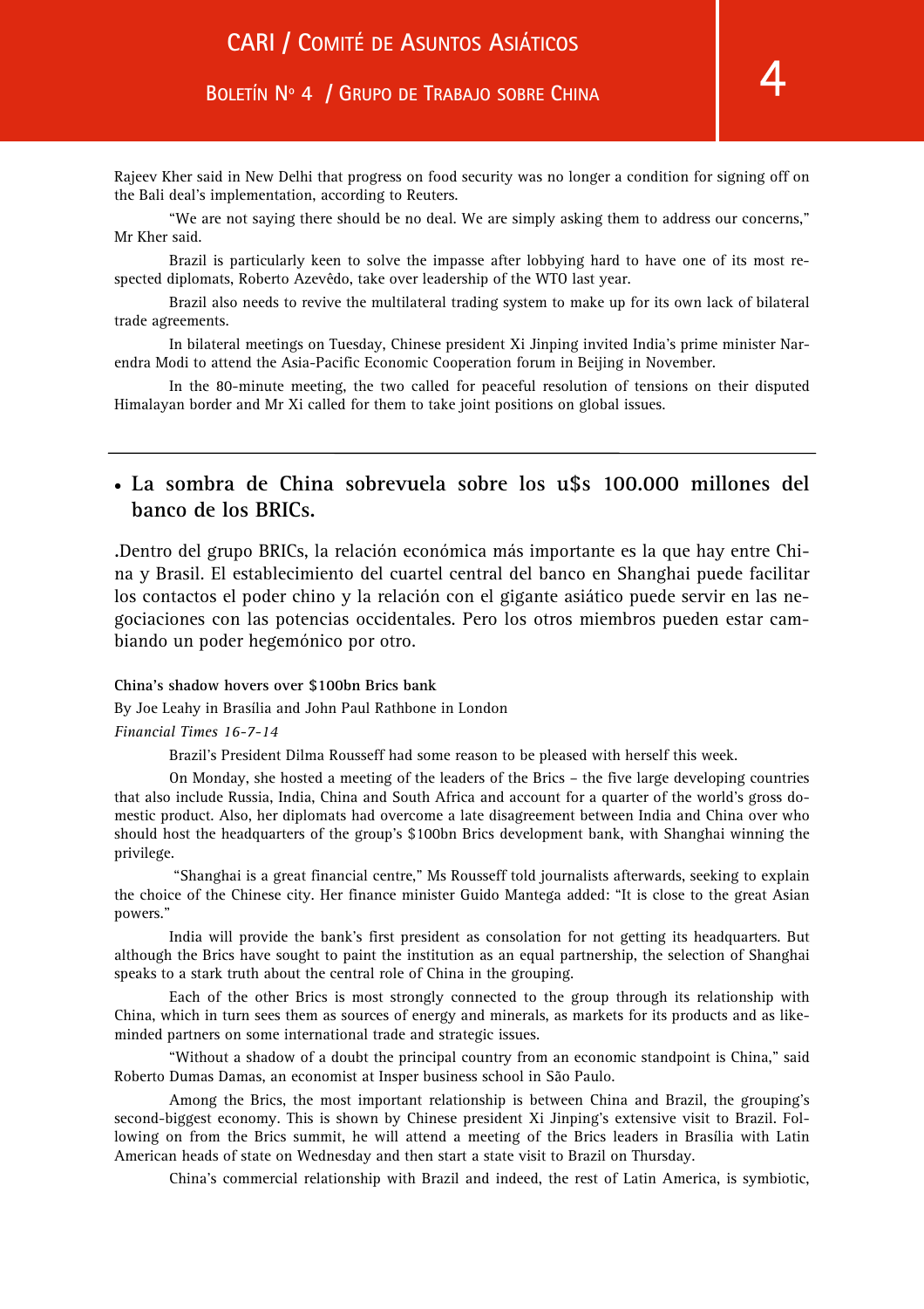Rajeev Kher said in New Delhi that progress on food security was no longer a condition for signing off on the Bali deal's implementation, according to Reuters.

"We are not saying there should be no deal. We are simply asking them to address our concerns," Mr Kher said.

Brazil is particularly keen to solve the impasse after lobbying hard to have one of its most respected diplomats, Roberto Azevêdo, take over leadership of the WTO last year.

Brazil also needs to revive the multilateral trading system to make up for its own lack of bilateral trade agreements.

In bilateral meetings on Tuesday, Chinese president Xi Jinping invited India's prime minister Narendra Modi to attend the Asia-Pacific Economic Cooperation forum in Beijing in November.

In the 80-minute meeting, the two called for peaceful resolution of tensions on their disputed Himalayan border and Mr Xi called for them to take joint positions on global issues.

---

- **La sombra de China sobrevuela sobre los u$s 100.000 millones del banco de los BRICs.**

.Dentro del grupo BRICs, la relación económica más importante es la que hay entre China y Brasil. El establecimiento del cuartel central del banco en Shanghai puede facilitar los contactos el poder chino y la relación con el gigante asiático puede servir en las negociaciones con las potencias occidentales. Pero los otros miembros pueden estar cambiando un poder hegemónico por otro.

**China's shadow hovers over $100bn Brics bank**

By Joe Leahy in Brasília and John Paul Rathbone in London

*Financial Times 16-7-14*

Brazil's President Dilma Rousseff had some reason to be pleased with herself this week.

On Monday, she hosted a meeting of the leaders of the Brics – the five large developing countries that also include Russia, India, China and South Africa and account for a quarter of the world's gross domestic product. Also, her diplomats had overcome a late disagreement between India and China over who should host the headquarters of the group's $100bn Brics development bank, with Shanghai winning the privilege.

"Shanghai is a great financial centre," Ms Rousseff told journalists afterwards, seeking to explain the choice of the Chinese city. Her finance minister Guido Mantega added: "It is close to the great Asian powers."

India will provide the bank's first president as consolation for not getting its headquarters. But although the Brics have sought to paint the institution as an equal partnership, the selection of Shanghai speaks to a stark truth about the central role of China in the grouping.

Each of the other Brics is most strongly connected to the group through its relationship with China, which in turn sees them as sources of energy and minerals, as markets for its products and as like-minded partners on some international trade and strategic issues.

"Without a shadow of a doubt the principal country from an economic standpoint is China," said Roberto Dumas Damas, an economist at Insper business school in São Paulo.

Among the Brics, the most important relationship is between China and Brazil, the grouping's second-biggest economy. This is shown by Chinese president Xi Jinping's extensive visit to Brazil. Following on from the Brics summit, he will attend a meeting of the Brics leaders in Brasília with Latin American heads of state on Wednesday and then start a state visit to Brazil on Thursday.

China's commercial relationship with Brazil and indeed, the rest of Latin America, is symbiotic,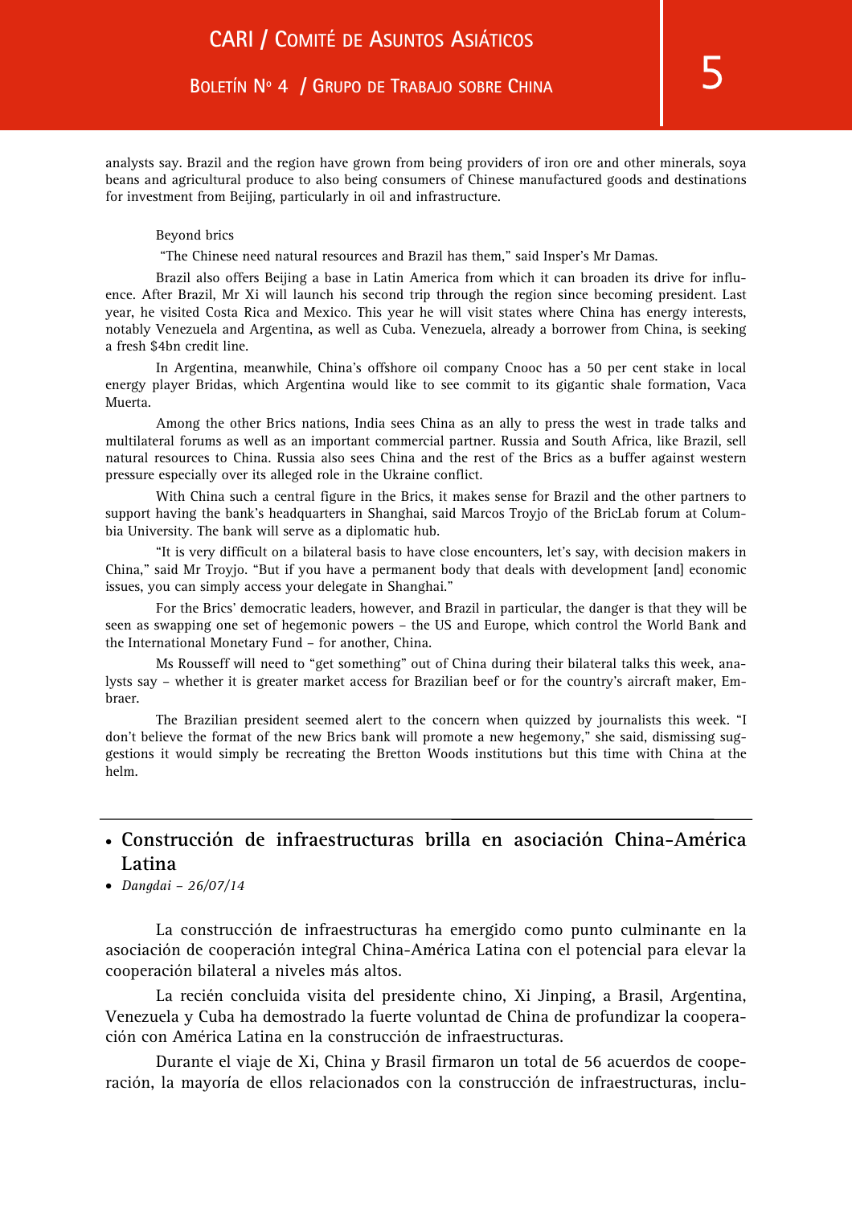analysts say. Brazil and the region have grown from being providers of iron ore and other minerals, soya beans and agricultural produce to also being consumers of Chinese manufactured goods and destinations for investment from Beijing, particularly in oil and infrastructure.

Beyond brics

"The Chinese need natural resources and Brazil has them," said Insper's Mr Damas.

Brazil also offers Beijing a base in Latin America from which it can broaden its drive for influence. After Brazil, Mr Xi will launch his second trip through the region since becoming president. Last year, he visited Costa Rica and Mexico. This year he will visit states where China has energy interests, notably Venezuela and Argentina, as well as Cuba. Venezuela, already a borrower from China, is seeking a fresh $4bn credit line.

In Argentina, meanwhile, China's offshore oil company Cnooc has a 50 per cent stake in local energy player Bridas, which Argentina would like to see commit to its gigantic shale formation, Vaca Muerta.

Among the other Brics nations, India sees China as an ally to press the west in trade talks and multilateral forums as well as an important commercial partner. Russia and South Africa, like Brazil, sell natural resources to China. Russia also sees China and the rest of the Brics as a buffer against western pressure especially over its alleged role in the Ukraine conflict.

With China such a central figure in the Brics, it makes sense for Brazil and the other partners to support having the bank's headquarters in Shanghai, said Marcos Troyjo of the BricLab forum at Columbia University. The bank will serve as a diplomatic hub.

"It is very difficult on a bilateral basis to have close encounters, let's say, with decision makers in China," said Mr Troyjo. "But if you have a permanent body that deals with development [and] economic issues, you can simply access your delegate in Shanghai."

For the Brics' democratic leaders, however, and Brazil in particular, the danger is that they will be seen as swapping one set of hegemonic powers – the US and Europe, which control the World Bank and the International Monetary Fund – for another, China.

Ms Rousseff will need to "get something" out of China during their bilateral talks this week, analysts say – whether it is greater market access for Brazilian beef or for the country's aircraft maker, Embraer.

The Brazilian president seemed alert to the concern when quizzed by journalists this week. "I don't believe the format of the new Brics bank will promote a new hegemony," she said, dismissing suggestions it would simply be recreating the Bretton Woods institutions but this time with China at the helm.

---

- **Construcción de infraestructuras brilla en asociación China-América Latina**
- *Dangdai – 26/07/14*

La construcción de infraestructuras ha emergido como punto culminante en la asociación de cooperación integral China-América Latina con el potencial para elevar la cooperación bilateral a niveles más altos.

La recién concluida visita del presidente chino, Xi Jinping, a Brasil, Argentina, Venezuela y Cuba ha demostrado la fuerte voluntad de China de profundizar la cooperación con América Latina en la construcción de infraestructuras.

Durante el viaje de Xi, China y Brasil firmaron un total de 56 acuerdos de cooperación, la mayoría de ellos relacionados con la construcción de infraestructuras, inclu-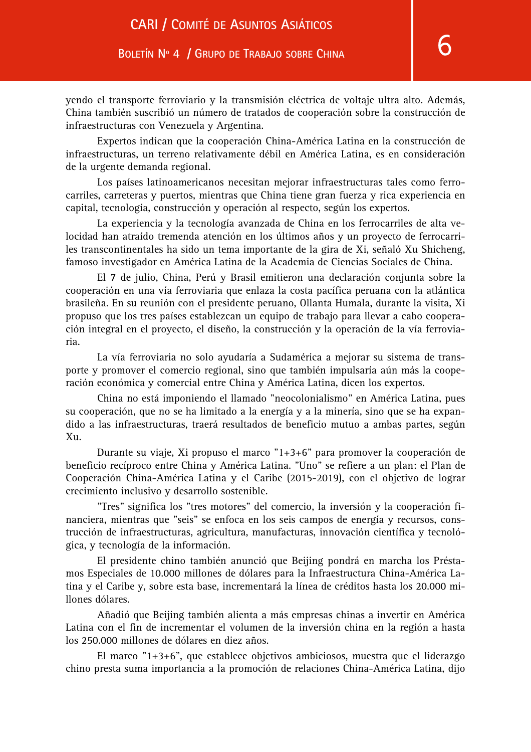yendo el transporte ferroviario y la transmisión eléctrica de voltaje ultra alto. Además, China también suscribió un número de tratados de cooperación sobre la construcción de infraestructuras con Venezuela y Argentina.

Expertos indican que la cooperación China-América Latina en la construcción de infraestructuras, un terreno relativamente débil en América Latina, es en consideración de la urgente demanda regional.

Los países latinoamericanos necesitan mejorar infraestructuras tales como ferrocarriles, carreteras y puertos, mientras que China tiene gran fuerza y rica experiencia en capital, tecnología, construcción y operación al respecto, según los expertos.

La experiencia y la tecnología avanzada de China en los ferrocarriles de alta velocidad han atraído tremenda atención en los últimos años y un proyecto de ferrocarriles transcontinentales ha sido un tema importante de la gira de Xi, señaló Xu Shicheng, famoso investigador en América Latina de la Academia de Ciencias Sociales de China.

El 7 de julio, China, Perú y Brasil emitieron una declaración conjunta sobre la cooperación en una vía ferroviaria que enlaza la costa pacífica peruana con la atlántica brasileña. En su reunión con el presidente peruano, Ollanta Humala, durante la visita, Xi propuso que los tres países establezcan un equipo de trabajo para llevar a cabo cooperación integral en el proyecto, el diseño, la construcción y la operación de la vía ferroviaria.

La vía ferroviaria no solo ayudaría a Sudamérica a mejorar su sistema de transporte y promover el comercio regional, sino que también impulsaría aún más la cooperación económica y comercial entre China y América Latina, dicen los expertos.

China no está imponiendo el llamado "neocolonialismo" en América Latina, pues su cooperación, que no se ha limitado a la energía y a la minería, sino que se ha expandido a las infraestructuras, traerá resultados de beneficio mutuo a ambas partes, según Xu.

Durante su viaje, Xi propuso el marco "1+3+6" para promover la cooperación de beneficio recíproco entre China y América Latina. "Uno" se refiere a un plan: el Plan de Cooperación China-América Latina y el Caribe (2015-2019), con el objetivo de lograr crecimiento inclusivo y desarrollo sostenible.

"Tres" significa los "tres motores" del comercio, la inversión y la cooperación financiera, mientras que "seis" se enfoca en los seis campos de energía y recursos, construcción de infraestructuras, agricultura, manufacturas, innovación científica y tecnológica, y tecnología de la información.

El presidente chino también anunció que Beijing pondrá en marcha los Préstamos Especiales de 10.000 millones de dólares para la Infraestructura China-América Latina y el Caribe y, sobre esta base, incrementará la línea de créditos hasta los 20.000 millones dólares.

Añadió que Beijing también alienta a más empresas chinas a invertir en América Latina con el fin de incrementar el volumen de la inversión china en la región a hasta los 250.000 millones de dólares en diez años.

El marco "1+3+6", que establece objetivos ambiciosos, muestra que el liderazgo chino presta suma importancia a la promoción de relaciones China-América Latina, dijo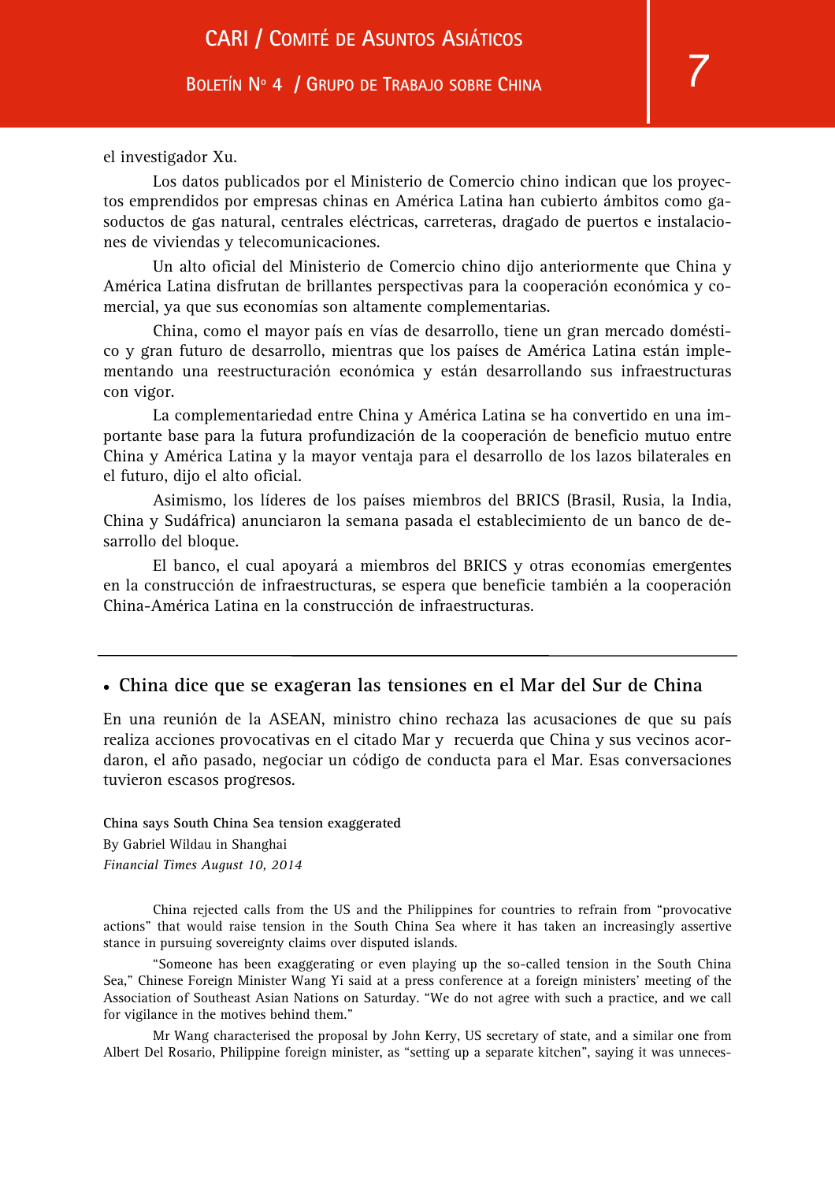el investigador Xu.

Los datos publicados por el Ministerio de Comercio chino indican que los proyectos emprendidos por empresas chinas en América Latina han cubierto ámbitos como gasoductos de gas natural, centrales eléctricas, carreteras, dragado de puertos e instalaciones de viviendas y telecomunicaciones.

Un alto oficial del Ministerio de Comercio chino dijo anteriormente que China y América Latina disfrutan de brillantes perspectivas para la cooperación económica y comercial, ya que sus economías son altamente complementarias.

China, como el mayor país en vías de desarrollo, tiene un gran mercado doméstico y gran futuro de desarrollo, mientras que los países de América Latina están implementando una reestructuración económica y están desarrollando sus infraestructuras con vigor.

La complementariedad entre China y América Latina se ha convertido en una importante base para la futura profundización de la cooperación de beneficio mutuo entre China y América Latina y la mayor ventaja para el desarrollo de los lazos bilaterales en el futuro, dijo el alto oficial.

Asimismo, los líderes de los países miembros del BRICS (Brasil, Rusia, la India, China y Sudáfrica) anunciaron la semana pasada el establecimiento de un banco de desarrollo del bloque.

El banco, el cual apoyará a miembros del BRICS y otras economías emergentes en la construcción de infraestructuras, se espera que beneficie también a la cooperación China-América Latina en la construcción de infraestructuras.

---

## • China dice que se exageran las tensiones en el Mar del Sur de China

En una reunión de la ASEAN, ministro chino rechaza las acusaciones de que su país realiza acciones provocativas en el citado Mar y recuerda que China y sus vecinos acordaron, el año pasado, negociar un código de conducta para el Mar. Esas conversaciones tuvieron escasos progresos.

**China says South China Sea tension exaggerated**

By Gabriel Wildau in Shanghai

*Financial Times August 10, 2014*

China rejected calls from the US and the Philippines for countries to refrain from "provocative actions" that would raise tension in the South China Sea where it has taken an increasingly assertive stance in pursuing sovereignty claims over disputed islands.

"Someone has been exaggerating or even playing up the so-called tension in the South China Sea," Chinese Foreign Minister Wang Yi said at a press conference at a foreign ministers' meeting of the Association of Southeast Asian Nations on Saturday. "We do not agree with such a practice, and we call for vigilance in the motives behind them."

Mr Wang characterised the proposal by John Kerry, US secretary of state, and a similar one from Albert Del Rosario, Philippine foreign minister, as "setting up a separate kitchen", saying it was unneces-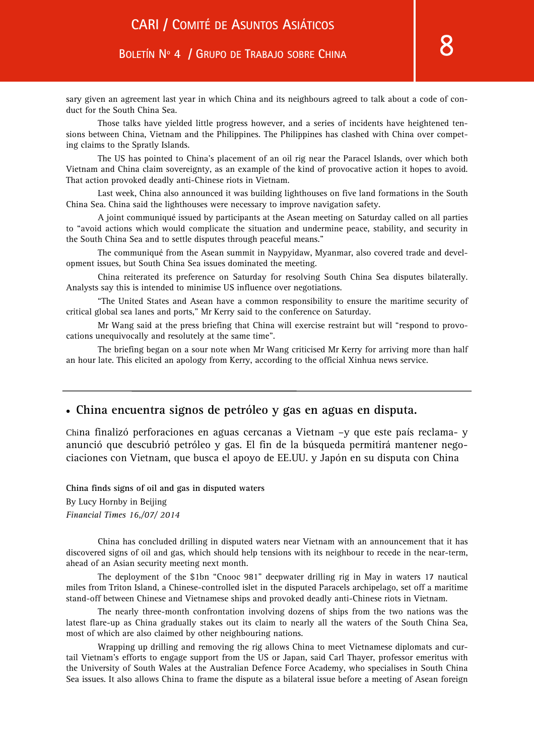sary given an agreement last year in which China and its neighbours agreed to talk about a code of conduct for the South China Sea.

Those talks have yielded little progress however, and a series of incidents have heightened tensions between China, Vietnam and the Philippines. The Philippines has clashed with China over competing claims to the Spratly Islands.

The US has pointed to China's placement of an oil rig near the Paracel Islands, over which both Vietnam and China claim sovereignty, as an example of the kind of provocative action it hopes to avoid. That action provoked deadly anti-Chinese riots in Vietnam.

Last week, China also announced it was building lighthouses on five land formations in the South China Sea. China said the lighthouses were necessary to improve navigation safety.

A joint communiqué issued by participants at the Asean meeting on Saturday called on all parties to "avoid actions which would complicate the situation and undermine peace, stability, and security in the South China Sea and to settle disputes through peaceful means."

The communiqué from the Asean summit in Naypyidaw, Myanmar, also covered trade and development issues, but South China Sea issues dominated the meeting.

China reiterated its preference on Saturday for resolving South China Sea disputes bilaterally. Analysts say this is intended to minimise US influence over negotiations.

"The United States and Asean have a common responsibility to ensure the maritime security of critical global sea lanes and ports," Mr Kerry said to the conference on Saturday.

Mr Wang said at the press briefing that China will exercise restraint but will "respond to provocations unequivocally and resolutely at the same time".

The briefing began on a sour note when Mr Wang criticised Mr Kerry for arriving more than half an hour late. This elicited an apology from Kerry, according to the official Xinhua news service.

---

## • China encuentra signos de petróleo y gas en aguas en disputa.

China finalizó perforaciones en aguas cercanas a Vietnam –y que este país reclama- y anunció que descubrió petróleo y gas. El fin de la búsqueda permitirá mantener negociaciones con Vietnam, que busca el apoyo de EE.UU. y Japón en su disputa con China

**China finds signs of oil and gas in disputed waters**

By Lucy Hornby in Beijing

*Financial Times 16,/07/ 2014*

China has concluded drilling in disputed waters near Vietnam with an announcement that it has discovered signs of oil and gas, which should help tensions with its neighbour to recede in the near-term, ahead of an Asian security meeting next month.

The deployment of the $1bn "Cnooc 981" deepwater drilling rig in May in waters 17 nautical miles from Triton Island, a Chinese-controlled islet in the disputed Paracels archipelago, set off a maritime stand-off between Chinese and Vietnamese ships and provoked deadly anti-Chinese riots in Vietnam.

The nearly three-month confrontation involving dozens of ships from the two nations was the latest flare-up as China gradually stakes out its claim to nearly all the waters of the South China Sea, most of which are also claimed by other neighbouring nations.

Wrapping up drilling and removing the rig allows China to meet Vietnamese diplomats and curtail Vietnam's efforts to engage support from the US or Japan, said Carl Thayer, professor emeritus with the University of South Wales at the Australian Defence Force Academy, who specialises in South China Sea issues. It also allows China to frame the dispute as a bilateral issue before a meeting of Asean foreign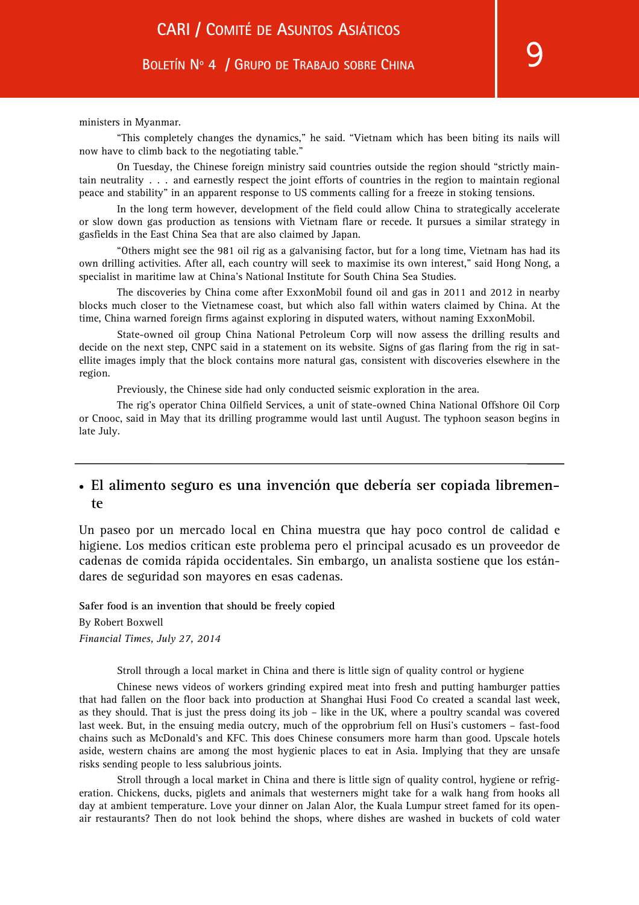ministers in Myanmar.

"This completely changes the dynamics," he said. "Vietnam which has been biting its nails will now have to climb back to the negotiating table."

On Tuesday, the Chinese foreign ministry said countries outside the region should "strictly maintain neutrality . . . and earnestly respect the joint efforts of countries in the region to maintain regional peace and stability" in an apparent response to US comments calling for a freeze in stoking tensions.

In the long term however, development of the field could allow China to strategically accelerate or slow down gas production as tensions with Vietnam flare or recede. It pursues a similar strategy in gasfields in the East China Sea that are also claimed by Japan.

"Others might see the 981 oil rig as a galvanising factor, but for a long time, Vietnam has had its own drilling activities. After all, each country will seek to maximise its own interest," said Hong Nong, a specialist in maritime law at China's National Institute for South China Sea Studies.

The discoveries by China come after ExxonMobil found oil and gas in 2011 and 2012 in nearby blocks much closer to the Vietnamese coast, but which also fall within waters claimed by China. At the time, China warned foreign firms against exploring in disputed waters, without naming ExxonMobil.

State-owned oil group China National Petroleum Corp will now assess the drilling results and decide on the next step, CNPC said in a statement on its website. Signs of gas flaring from the rig in satellite images imply that the block contains more natural gas, consistent with discoveries elsewhere in the region.

Previously, the Chinese side had only conducted seismic exploration in the area.

The rig's operator China Oilfield Services, a unit of state-owned China National Offshore Oil Corp or Cnooc, said in May that its drilling programme would last until August. The typhoon season begins in late July.

---

- **El alimento seguro es una invención que debería ser copiada libremente**

Un paseo por un mercado local en China muestra que hay poco control de calidad e higiene. Los medios critican este problema pero el principal acusado es un proveedor de cadenas de comida rápida occidentales. Sin embargo, un analista sostiene que los estándares de seguridad son mayores en esas cadenas.

**Safer food is an invention that should be freely copied**

By Robert Boxwell

*Financial Times, July 27, 2014*

Stroll through a local market in China and there is little sign of quality control or hygiene

Chinese news videos of workers grinding expired meat into fresh and putting hamburger patties that had fallen on the floor back into production at Shanghai Husi Food Co created a scandal last week, as they should. That is just the press doing its job – like in the UK, where a poultry scandal was covered last week. But, in the ensuing media outcry, much of the opprobrium fell on Husi's customers – fast-food chains such as McDonald's and KFC. This does Chinese consumers more harm than good. Upscale hotels aside, western chains are among the most hygienic places to eat in Asia. Implying that they are unsafe risks sending people to less salubrious joints.

Stroll through a local market in China and there is little sign of quality control, hygiene or refrigeration. Chickens, ducks, piglets and animals that westerners might take for a walk hang from hooks all day at ambient temperature. Love your dinner on Jalan Alor, the Kuala Lumpur street famed for its open-air restaurants? Then do not look behind the shops, where dishes are washed in buckets of cold water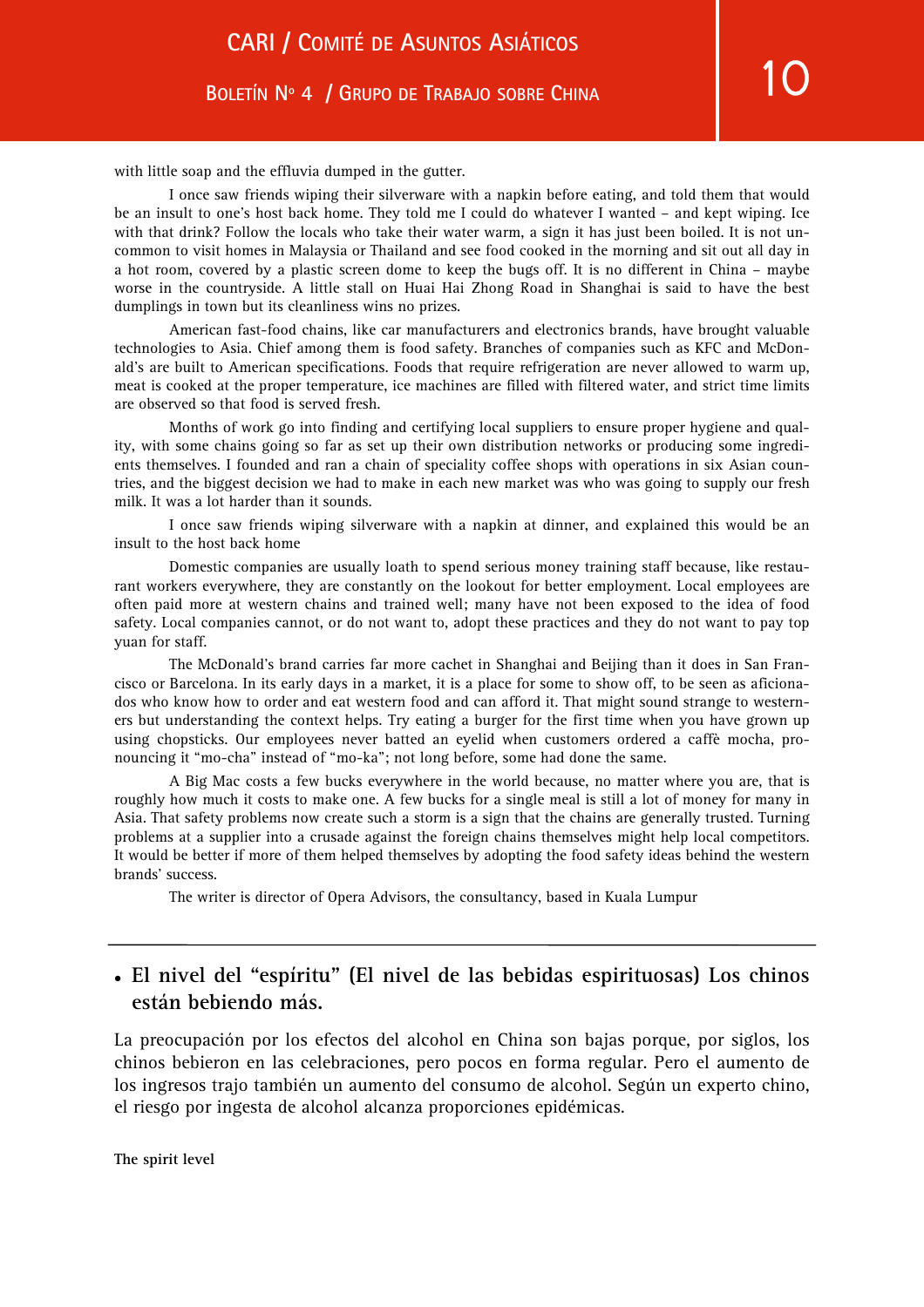with little soap and the effluvia dumped in the gutter.

I once saw friends wiping their silverware with a napkin before eating, and told them that would be an insult to one's host back home. They told me I could do whatever I wanted – and kept wiping. Ice with that drink? Follow the locals who take their water warm, a sign it has just been boiled. It is not uncommon to visit homes in Malaysia or Thailand and see food cooked in the morning and sit out all day in a hot room, covered by a plastic screen dome to keep the bugs off. It is no different in China – maybe worse in the countryside. A little stall on Huai Hai Zhong Road in Shanghai is said to have the best dumplings in town but its cleanliness wins no prizes.

American fast-food chains, like car manufacturers and electronics brands, have brought valuable technologies to Asia. Chief among them is food safety. Branches of companies such as KFC and McDonald's are built to American specifications. Foods that require refrigeration are never allowed to warm up, meat is cooked at the proper temperature, ice machines are filled with filtered water, and strict time limits are observed so that food is served fresh.

Months of work go into finding and certifying local suppliers to ensure proper hygiene and quality, with some chains going so far as set up their own distribution networks or producing some ingredients themselves. I founded and ran a chain of speciality coffee shops with operations in six Asian countries, and the biggest decision we had to make in each new market was who was going to supply our fresh milk. It was a lot harder than it sounds.

I once saw friends wiping silverware with a napkin at dinner, and explained this would be an insult to the host back home

Domestic companies are usually loath to spend serious money training staff because, like restaurant workers everywhere, they are constantly on the lookout for better employment. Local employees are often paid more at western chains and trained well; many have not been exposed to the idea of food safety. Local companies cannot, or do not want to, adopt these practices and they do not want to pay top yuan for staff.

The McDonald's brand carries far more cachet in Shanghai and Beijing than it does in San Francisco or Barcelona. In its early days in a market, it is a place for some to show off, to be seen as aficionados who know how to order and eat western food and can afford it. That might sound strange to westerners but understanding the context helps. Try eating a burger for the first time when you have grown up using chopsticks. Our employees never batted an eyelid when customers ordered a caffè mocha, pronouncing it "mo-cha" instead of "mo-ka"; not long before, some had done the same.

A Big Mac costs a few bucks everywhere in the world because, no matter where you are, that is roughly how much it costs to make one. A few bucks for a single meal is still a lot of money for many in Asia. That safety problems now create such a storm is a sign that the chains are generally trusted. Turning problems at a supplier into a crusade against the foreign chains themselves might help local competitors. It would be better if more of them helped themselves by adopting the food safety ideas behind the western brands' success.

The writer is director of Opera Advisors, the consultancy, based in Kuala Lumpur

---

- **El nivel del "espíritu" (El nivel de las bebidas espirituosas) Los chinos están bebiendo más.**

La preocupación por los efectos del alcohol en China son bajas porque, por siglos, los chinos bebieron en las celebraciones, pero pocos en forma regular. Pero el aumento de los ingresos trajo también un aumento del consumo de alcohol. Según un experto chino, el riesgo por ingesta de alcohol alcanza proporciones epidémicas.

**The spirit level**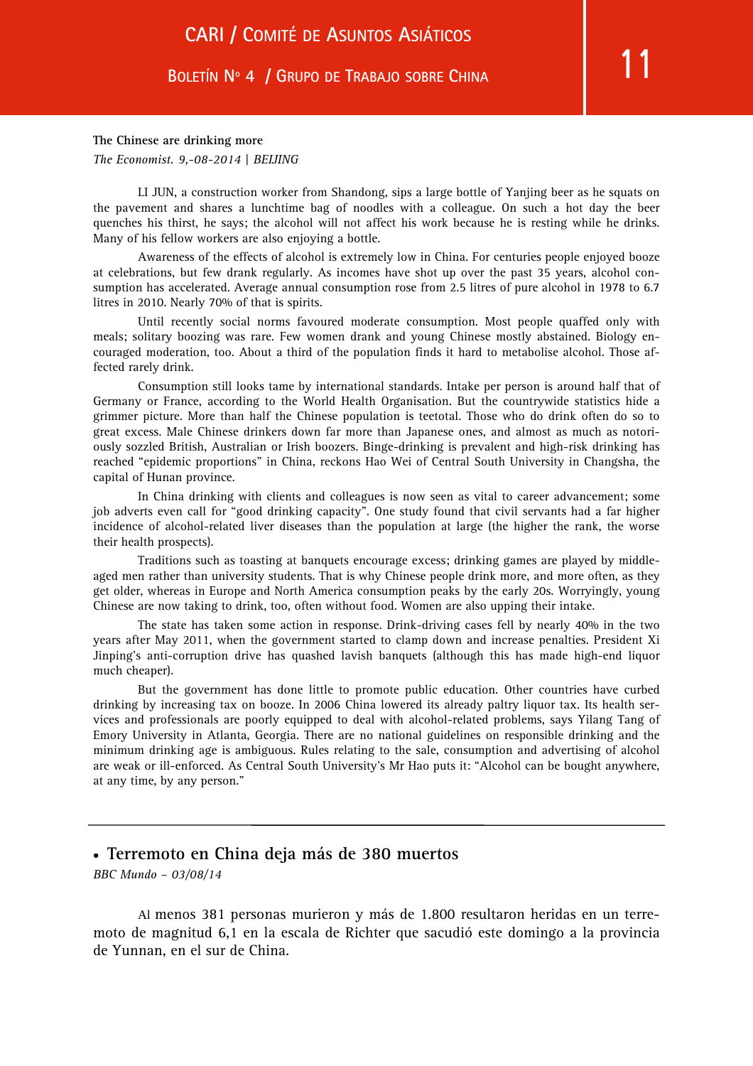**The Chinese are drinking more**

*The Economist. 9,-08-2014 | BEIJING*

LI JUN, a construction worker from Shandong, sips a large bottle of Yanjing beer as he squats on the pavement and shares a lunchtime bag of noodles with a colleague. On such a hot day the beer quenches his thirst, he says; the alcohol will not affect his work because he is resting while he drinks. Many of his fellow workers are also enjoying a bottle.

Awareness of the effects of alcohol is extremely low in China. For centuries people enjoyed booze at celebrations, but few drank regularly. As incomes have shot up over the past 35 years, alcohol consumption has accelerated. Average annual consumption rose from 2.5 litres of pure alcohol in 1978 to 6.7 litres in 2010. Nearly 70% of that is spirits.

Until recently social norms favoured moderate consumption. Most people quaffed only with meals; solitary boozing was rare. Few women drank and young Chinese mostly abstained. Biology encouraged moderation, too. About a third of the population finds it hard to metabolise alcohol. Those affected rarely drink.

Consumption still looks tame by international standards. Intake per person is around half that of Germany or France, according to the World Health Organisation. But the countrywide statistics hide a grimmer picture. More than half the Chinese population is teetotal. Those who do drink often do so to great excess. Male Chinese drinkers down far more than Japanese ones, and almost as much as notoriously sozzled British, Australian or Irish boozers. Binge-drinking is prevalent and high-risk drinking has reached "epidemic proportions" in China, reckons Hao Wei of Central South University in Changsha, the capital of Hunan province.

In China drinking with clients and colleagues is now seen as vital to career advancement; some job adverts even call for "good drinking capacity". One study found that civil servants had a far higher incidence of alcohol-related liver diseases than the population at large (the higher the rank, the worse their health prospects).

Traditions such as toasting at banquets encourage excess; drinking games are played by middle-aged men rather than university students. That is why Chinese people drink more, and more often, as they get older, whereas in Europe and North America consumption peaks by the early 20s. Worryingly, young Chinese are now taking to drink, too, often without food. Women are also upping their intake.

The state has taken some action in response. Drink-driving cases fell by nearly 40% in the two years after May 2011, when the government started to clamp down and increase penalties. President Xi Jinping's anti-corruption drive has quashed lavish banquets (although this has made high-end liquor much cheaper).

But the government has done little to promote public education. Other countries have curbed drinking by increasing tax on booze. In 2006 China lowered its already paltry liquor tax. Its health services and professionals are poorly equipped to deal with alcohol-related problems, says Yilang Tang of Emory University in Atlanta, Georgia. There are no national guidelines on responsible drinking and the minimum drinking age is ambiguous. Rules relating to the sale, consumption and advertising of alcohol are weak or ill-enforced. As Central South University's Mr Hao puts it: "Alcohol can be bought anywhere, at any time, by any person."

---

- **Terremoto en China deja más de 380 muertos**

*BBC Mundo – 03/08/14*

Al menos 381 personas murieron y más de 1.800 resultaron heridas en un terremoto de magnitud 6,1 en la escala de Richter que sacudió este domingo a la provincia de Yunnan, en el sur de China.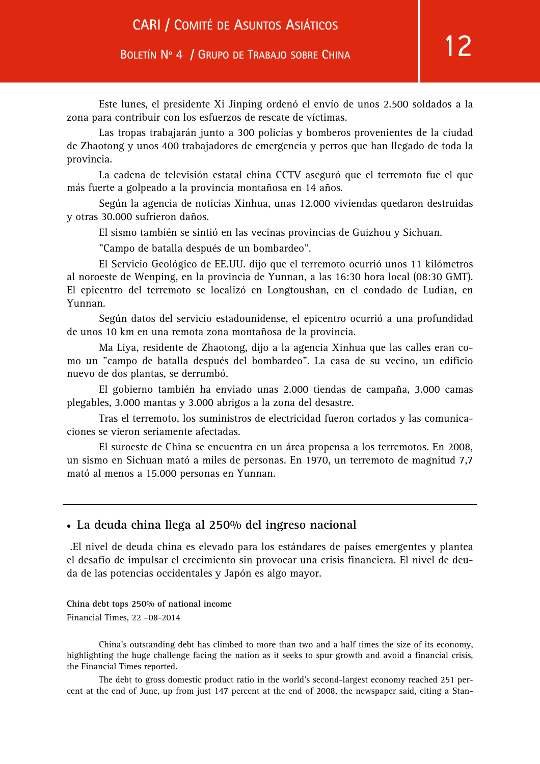Este lunes, el presidente Xi Jinping ordenó el envío de unos 2.500 soldados a la zona para contribuir con los esfuerzos de rescate de víctimas.

Las tropas trabajarán junto a 300 policías y bomberos provenientes de la ciudad de Zhaotong y unos 400 trabajadores de emergencia y perros que han llegado de toda la provincia.

La cadena de televisión estatal china CCTV aseguró que el terremoto fue el que más fuerte a golpeado a la provincia montañosa en 14 años.

Según la agencia de noticias Xinhua, unas 12.000 viviendas quedaron destruidas y otras 30.000 sufrieron daños.

El sismo también se sintió en las vecinas provincias de Guizhou y Sichuan.

"Campo de batalla después de un bombardeo".

El Servicio Geológico de EE.UU. dijo que el terremoto ocurrió unos 11 kilómetros al noroeste de Wenping, en la provincia de Yunnan, a las 16:30 hora local (08:30 GMT). El epicentro del terremoto se localizó en Longtoushan, en el condado de Ludian, en Yunnan.

Según datos del servicio estadounidense, el epicentro ocurrió a una profundidad de unos 10 km en una remota zona montañosa de la provincia.

Ma Liya, residente de Zhaotong, dijo a la agencia Xinhua que las calles eran como un "campo de batalla después del bombardeo". La casa de su vecino, un edificio nuevo de dos plantas, se derrumbó.

El gobierno también ha enviado unas 2.000 tiendas de campaña, 3.000 camas plegables, 3.000 mantas y 3.000 abrigos a la zona del desastre.

Tras el terremoto, los suministros de electricidad fueron cortados y las comunicaciones se vieron seriamente afectadas.

El suroeste de China se encuentra en un área propensa a los terremotos. En 2008, un sismo en Sichuan mató a miles de personas. En 1970, un terremoto de magnitud 7,7 mató al menos a 15.000 personas en Yunnan.

---

## • La deuda china llega al 250% del ingreso nacional

.El nivel de deuda china es elevado para los estándares de países emergentes y plantea el desafío de impulsar el crecimiento sin provocar una crisis financiera. El nivel de deuda de las potencias occidentales y Japón es algo mayor.

**China debt tops 250% of national income**

Financial Times, 22 –08-2014

China's outstanding debt has climbed to more than two and a half times the size of its economy, highlighting the huge challenge facing the nation as it seeks to spur growth and avoid a financial crisis, the Financial Times reported.

The debt to gross domestic product ratio in the world's second-largest economy reached 251 percent at the end of June, up from just 147 percent at the end of 2008, the newspaper said, citing a Stan-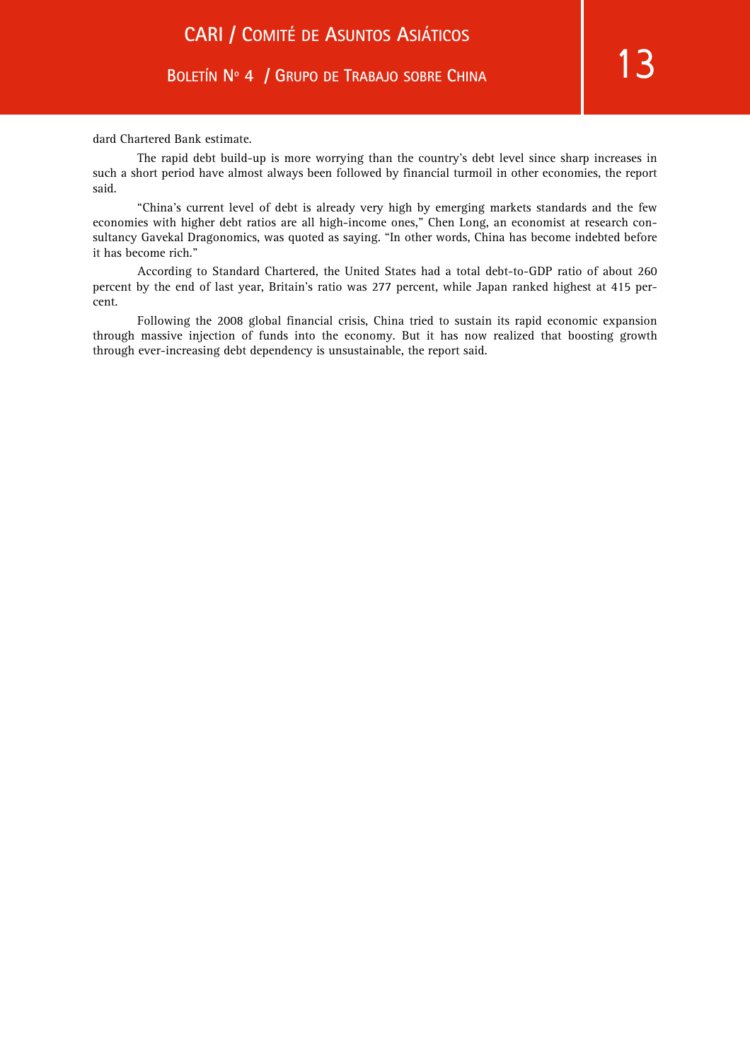dard Chartered Bank estimate.

The rapid debt build-up is more worrying than the country's debt level since sharp increases in such a short period have almost always been followed by financial turmoil in other economies, the report said.

"China's current level of debt is already very high by emerging markets standards and the few economies with higher debt ratios are all high-income ones," Chen Long, an economist at research consultancy Gavekal Dragonomics, was quoted as saying. "In other words, China has become indebted before it has become rich."

According to Standard Chartered, the United States had a total debt-to-GDP ratio of about 260 percent by the end of last year, Britain's ratio was 277 percent, while Japan ranked highest at 415 percent.

Following the 2008 global financial crisis, China tried to sustain its rapid economic expansion through massive injection of funds into the economy. But it has now realized that boosting growth through ever-increasing debt dependency is unsustainable, the report said.